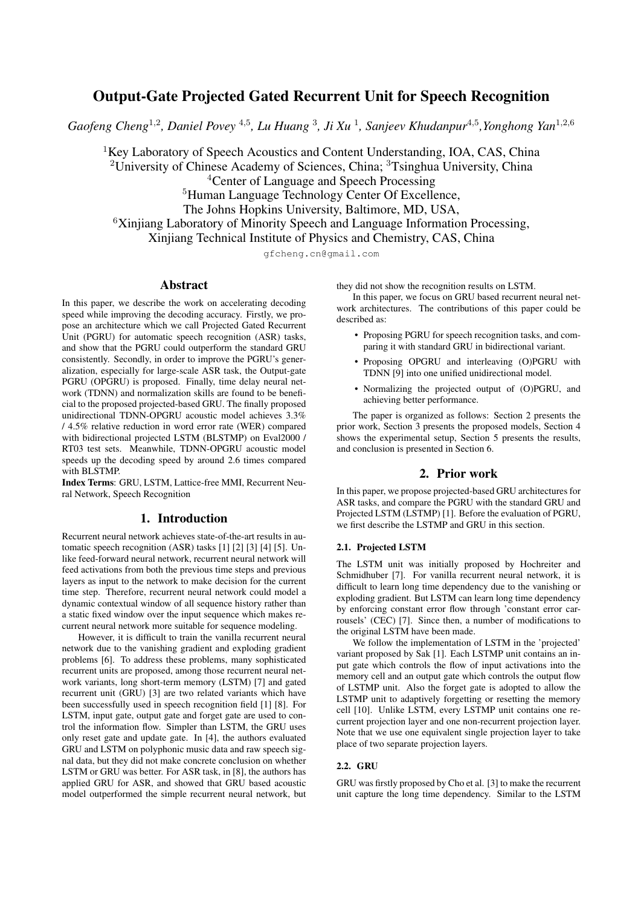# Output-Gate Projected Gated Recurrent Unit for Speech Recognition

*Gaofeng Cheng*[1,2], *Daniel Povey*[4,5], *Lu Huang*[3], *Ji Xu*[1], *Sanjeev Khudanpur*[4,5], *Yonghong Yan*[1,2,6]

[1]Key Laboratory of Speech Acoustics and Content Understanding, IOA, CAS, China
[2]University of Chinese Academy of Sciences, China; [3]Tsinghua University, China
[4]Center of Language and Speech Processing
[5]Human Language Technology Center Of Excellence,
The Johns Hopkins University, Baltimore, MD, USA,
[6]Xinjiang Laboratory of Minority Speech and Language Information Processing,
Xinjiang Technical Institute of Physics and Chemistry, CAS, China

gfcheng.cn@gmail.com

## Abstract

In this paper, we describe the work on accelerating decoding speed while improving the decoding accuracy. Firstly, we propose an architecture which we call Projected Gated Recurrent Unit (PGRU) for automatic speech recognition (ASR) tasks, and show that the PGRU could outperform the standard GRU consistently. Secondly, in order to improve the PGRU's generalization, especially for large-scale ASR task, the Output-gate PGRU (OPGRU) is proposed. Finally, time delay neural network (TDNN) and normalization skills are found to be beneficial to the proposed projected-based GRU. The finally proposed unidirectional TDNN-OPGRU acoustic model achieves 3.3% / 4.5% relative reduction in word error rate (WER) compared with bidirectional projected LSTM (BLSTMP) on Eval2000 / RT03 test sets. Meanwhile, TDNN-OPGRU acoustic model speeds up the decoding speed by around 2.6 times compared with BLSTMP.

**Index Terms**: GRU, LSTM, Lattice-free MMI, Recurrent Neural Network, Speech Recognition

## 1. Introduction

Recurrent neural network achieves state-of-the-art results in automatic speech recognition (ASR) tasks [1] [2] [3] [4] [5]. Unlike feed-forward neural network, recurrent neural network will feed activations from both the previous time steps and previous layers as input to the network to make decision for the current time step. Therefore, recurrent neural network could model a dynamic contextual window of all sequence history rather than a static fixed window over the input sequence which makes recurrent neural network more suitable for sequence modeling.

However, it is difficult to train the vanilla recurrent neural network due to the vanishing gradient and exploding gradient problems [6]. To address these problems, many sophisticated recurrent units are proposed, among those recurrent neural network variants, long short-term memory (LSTM) [7] and gated recurrent unit (GRU) [3] are two related variants which have been successfully used in speech recognition field [1] [8]. For LSTM, input gate, output gate and forget gate are used to control the information flow. Simpler than LSTM, the GRU uses only reset gate and update gate. In [4], the authors evaluated GRU and LSTM on polyphonic music data and raw speech signal data, but they did not make concrete conclusion on whether LSTM or GRU was better. For ASR task, in [8], the authors has applied GRU for ASR, and showed that GRU based acoustic model outperformed the simple recurrent neural network, but they did not show the recognition results on LSTM.

In this paper, we focus on GRU based recurrent neural network architectures. The contributions of this paper could be described as:

- Proposing PGRU for speech recognition tasks, and comparing it with standard GRU in bidirectional variant.
- Proposing OPGRU and interleaving (O)PGRU with TDNN [9] into one unified unidirectional model.
- Normalizing the projected output of (O)PGRU, and achieving better performance.

The paper is organized as follows: Section 2 presents the prior work, Section 3 presents the proposed models, Section 4 shows the experimental setup, Section 5 presents the results, and conclusion is presented in Section 6.

## 2. Prior work

In this paper, we propose projected-based GRU architectures for ASR tasks, and compare the PGRU with the standard GRU and Projected LSTM (LSTMP) [1]. Before the evaluation of PGRU, we first describe the LSTMP and GRU in this section.

### 2.1. Projected LSTM

The LSTM unit was initially proposed by Hochreiter and Schmidhuber [7]. For vanilla recurrent neural network, it is difficult to learn long time dependency due to the vanishing or exploding gradient. But LSTM can learn long time dependency by enforcing constant error flow through 'constant error carrousels' (CEC) [7]. Since then, a number of modifications to the original LSTM have been made.

We follow the implementation of LSTM in the 'projected' variant proposed by Sak [1]. Each LSTMP unit contains an input gate which controls the flow of input activations into the memory cell and an output gate which controls the output flow of LSTMP unit. Also the forget gate is adopted to allow the LSTMP unit to adaptively forgetting or resetting the memory cell [10]. Unlike LSTM, every LSTMP unit contains one recurrent projection layer and one non-recurrent projection layer. Note that we use one equivalent single projection layer to take place of two separate projection layers.

### 2.2. GRU

GRU was firstly proposed by Cho et al. [3] to make the recurrent unit capture the long time dependency. Similar to the LSTM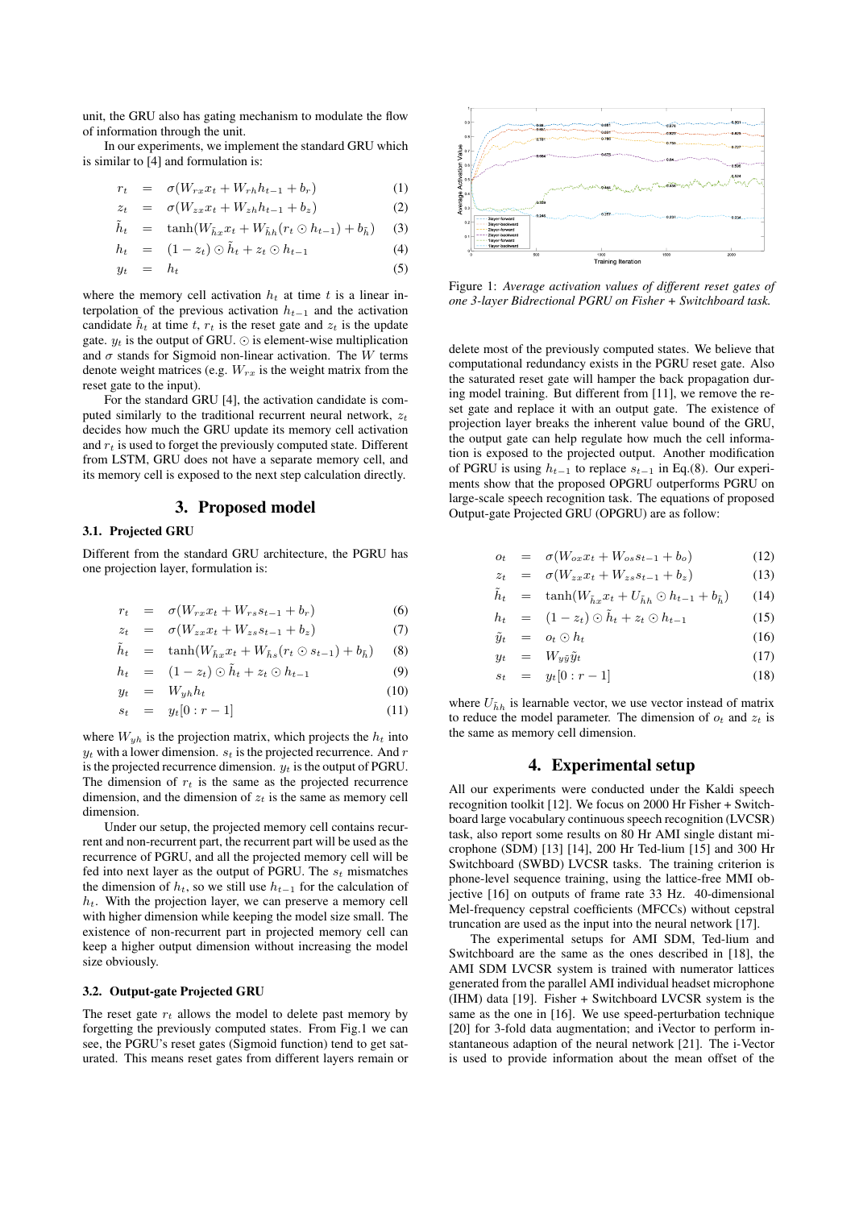unit, the GRU also has gating mechanism to modulate the flow of information through the unit.

In our experiments, we implement the standard GRU which is similar to [4] and formulation is:

$$r_t = \sigma(W_{rx}x_t + W_{rh}h_{t-1} + b_r) \quad (1)$$

$$z_t = \sigma(W_{zx}x_t + W_{zh}h_{t-1} + b_z) \quad (2)$$

$$\tilde{h}_t = \tanh(W_{\tilde{h}x}x_t + W_{\tilde{h}h}(r_t \odot h_{t-1}) + b_{\tilde{h}}) \quad (3)$$

$$h_t = (1 - z_t) \odot \tilde{h}_t + z_t \odot h_{t-1} \quad (4)$$

$$y_t = h_t \quad (5)$$

where the memory cell activation $h_t$ at time $t$ is a linear interpolation of the previous activation $h_{t-1}$ and the activation candidate $\tilde{h}_t$ at time $t$, $r_t$ is the reset gate and $z_t$ is the update gate. $y_t$ is the output of GRU. $\odot$ is element-wise multiplication and $\sigma$ stands for Sigmoid non-linear activation. The $W$ terms denote weight matrices (e.g. $W_{rx}$ is the weight matrix from the reset gate to the input).

For the standard GRU [4], the activation candidate is computed similarly to the traditional recurrent neural network, $z_t$ decides how much the GRU update its memory cell activation and $r_t$ is used to forget the previously computed state. Different from LSTM, GRU does not have a separate memory cell, and its memory cell is exposed to the next step calculation directly.

## 3. Proposed model

### 3.1. Projected GRU

Different from the standard GRU architecture, the PGRU has one projection layer, formulation is:

$$r_t = \sigma(W_{rx}x_t + W_{rs}s_{t-1} + b_r) \quad (6)$$

$$z_t = \sigma(W_{zx}x_t + W_{zs}s_{t-1} + b_z) \quad (7)$$

$$\tilde{h}_t = \tanh(W_{\tilde{h}x}x_t + W_{\tilde{h}s}(r_t \odot s_{t-1}) + b_{\tilde{h}}) \quad (8)$$

$$h_t = (1 - z_t) \odot \tilde{h}_t + z_t \odot h_{t-1} \quad (9)$$

$$y_t = W_{yh}h_t \quad (10)$$

$$s_t = y_t[0 : r - 1] \quad (11)$$

where $W_{yh}$ is the projection matrix, which projects the $h_t$ into $y_t$ with a lower dimension. $s_t$ is the projected recurrence. And $r$ is the projected recurrence dimension. $y_t$ is the output of PGRU. The dimension of $r_t$ is the same as the projected recurrence dimension, and the dimension of $z_t$ is the same as memory cell dimension.

Under our setup, the projected memory cell contains recurrent and non-recurrent part, the recurrent part will be used as the recurrence of PGRU, and all the projected memory cell will be fed into next layer as the output of PGRU. The $s_t$ mismatches the dimension of $h_t$, so we still use $h_{t-1}$ for the calculation of $h_t$. With the projection layer, we can preserve a memory cell with higher dimension while keeping the model size small. The existence of non-recurrent part in projected memory cell can keep a higher output dimension without increasing the model size obviously.

### 3.2. Output-gate Projected GRU

The reset gate $r_t$ allows the model to delete past memory by forgetting the previously computed states. From Fig.1 we can see, the PGRU's reset gates (Sigmoid function) tend to get saturated. This means reset gates from different layers remain or

Figure 1: *Average activation values of different reset gates of one 3-layer Bidirectional PGRU on Fisher + Switchboard task.*

delete most of the previously computed states. We believe that computational redundancy exists in the PGRU reset gate. Also the saturated reset gate will hamper the back propagation during model training. But different from [11], we remove the reset gate and replace it with an output gate. The existence of projection layer breaks the inherent value bound of the GRU, the output gate can help regulate how much the cell information is exposed to the projected output. Another modification of PGRU is using $h_{t-1}$ to replace $s_{t-1}$ in Eq.(8). Our experiments show that the proposed OPGRU outperforms PGRU on large-scale speech recognition task. The equations of proposed Output-gate Projected GRU (OPGRU) are as follow:

$$o_t = \sigma(W_{ox}x_t + W_{os}s_{t-1} + b_o) \quad (12)$$

$$z_t = \sigma(W_{zx}x_t + W_{zs}s_{t-1} + b_z) \quad (13)$$

$$\tilde{h}_t = \tanh(W_{\tilde{h}x}x_t + U_{\tilde{h}h} \odot h_{t-1} + b_{\tilde{h}}) \quad (14)$$

$$h_t = (1 - z_t) \odot \tilde{h}_t + z_t \odot h_{t-1} \quad (15)$$

$$\tilde{y}_t = o_t \odot h_t \quad (16)$$

$$y_t = W_{y\tilde{y}}\tilde{y}_t \quad (17)$$

$$s_t = y_t[0 : r - 1] \quad (18)$$

where $U_{\tilde{h}h}$ is learnable vector, we use vector instead of matrix to reduce the model parameter. The dimension of $o_t$ and $z_t$ is the same as memory cell dimension.

## 4. Experimental setup

All our experiments were conducted under the Kaldi speech recognition toolkit [12]. We focus on 2000 Hr Fisher + Switchboard large vocabulary continuous speech recognition (LVCSR) task, also report some results on 80 Hr AMI single distant microphone (SDM) [13] [14], 200 Hr Ted-lium [15] and 300 Hr Switchboard (SWBD) LVCSR tasks. The training criterion is phone-level sequence training, using the lattice-free MMI objective [16] on outputs of frame rate 33 Hz. 40-dimensional Mel-frequency cepstral coefficients (MFCCs) without cepstral truncation are used as the input into the neural network [17].

The experimental setups for AMI SDM, Ted-lium and Switchboard are the same as the ones described in [18], the AMI SDM LVCSR system is trained with numerator lattices generated from the parallel AMI individual headset microphone (IHM) data [19]. Fisher + Switchboard LVCSR system is the same as the one in [16]. We use speed-perturbation technique [20] for 3-fold data augmentation; and iVector to perform instantaneous adaption of the neural network [21]. The i-Vector is used to provide information about the mean offset of the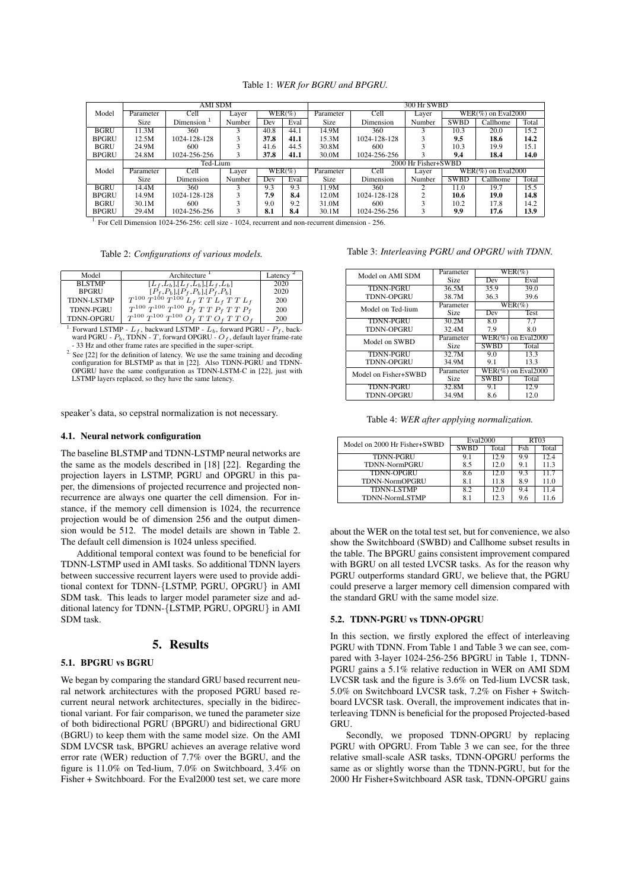Table 1: *WER for BGRU and BPGRU.*

| Model | AMI SDM | | | | | 300 Hr SWBD | | | | | |
|---|---|---|---|---|---|---|---|---|---|---|---|
| | Parameter Size | Cell Dimension [1] | Layer Number | WER(%) Dev | WER(%) Eval | Parameter Size | Cell Dimension | Layer Number | WER(%) on Eval2000 SWBD | Callhome | Total |
| BGRU | 11.3M | 360 | 3 | 40.8 | 44.1 | 14.9M | 360 | 3 | 10.3 | 20.0 | 15.2 |
| BPGRU | 12.5M | 1024-128-128 | 3 | **37.8** | **41.1** | 15.3M | 1024-128-128 | 3 | **9.5** | **18.6** | **14.2** |
| BGRU | 24.9M | 600 | 3 | 41.6 | 44.5 | 30.8M | 600 | 3 | 10.3 | 19.9 | 15.1 |
| BPGRU | 24.8M | 1024-256-256 | 3 | **37.8** | **41.1** | 30.0M | 1024-256-256 | 3 | **9.4** | **18.4** | **14.0** |
| | Ted-Lium | | | | | 2000 Hr Fisher+SWBD | | | | | |
| Model | Parameter Size | Cell Dimension | Layer Number | WER(%) Dev | WER(%) Eval | Parameter Size | Cell Dimension | Layer Number | WER(%) on Eval2000 SWBD | Callhome | Total |
| BGRU | 14.4M | 360 | 3 | 9.3 | 9.3 | 11.9M | 360 | 2 | 11.0 | 19.7 | 15.5 |
| BPGRU | 14.9M | 1024-128-128 | 3 | **7.9** | **8.4** | 12.0M | 1024-128-128 | 2 | **10.6** | **19.0** | **14.8** |
| BGRU | 30.1M | 600 | 3 | 9.0 | 9.2 | 31.0M | 600 | 3 | 10.2 | 17.8 | 14.2 |
| BPGRU | 29.4M | 1024-256-256 | 3 | **8.1** | **8.4** | 30.1M | 1024-256-256 | 3 | **9.9** | **17.6** | **13.9** |

[1] For Cell Dimension 1024-256-256: cell size - 1024, recurrent and non-recurrent dimension - 256.

Table 2: *Configurations of various models.*

| Model | Architecture [1] | Latency [2] |
|---|---|---|
| BLSTMP | $[L_f,L_b],[L_f,L_b],[L_f,L_b]$ | 2020 |
| BPGRU | $[P_f,P_b],[P_f,P_b],[P_f,P_b]$ | 2020 |
| TDNN-LSTMP | $T^{100}\ T^{100}\ T^{100}\ L_f\ T\ T\ L_f\ T\ T\ L_f$ | 200 |
| TDNN-PGRU | $T^{100}\ T^{100}\ T^{100}\ P_f\ T\ T\ P_f\ T\ T\ P_f$ | 200 |
| TDNN-OPGRU | $T^{100}\ T^{100}\ T^{100}\ O_f\ T\ T\ O_f\ T\ T\ O_f$ | 200 |

[1] Forward LSTMP - $L_f$, backward LSTMP - $L_b$, forward PGRU - $P_f$, backward PGRU - $P_b$, TDNN - $T$, forward OPGRU - $O_f$, default layer frame-rate - 33 Hz and other frame rates are specified in the super-script.

[2] See [22] for the definition of latency. We use the same training and decoding configuration for BLSTMP as that in [22]. Also TDNN-PGRU and TDNN-OPGRU have the same configuration as TDNN-LSTM-C in [22], just with LSTMP layers replaced, so they have the same latency.

speaker's data, so cepstral normalization is not necessary.

### 4.1. Neural network configuration

The baseline BLSTMP and TDNN-LSTMP neural networks are the same as the models described in [18] [22]. Regarding the projection layers in LSTMP, PGRU and OPGRU in this paper, the dimensions of projected recurrence and projected non-recurrence are always one quarter the cell dimension. For instance, if the memory cell dimension is 1024, the recurrence projection would be of dimension 256 and the output dimension would be 512. The model details are shown in Table 2. The default cell dimension is 1024 unless specified.

Additional temporal context was found to be beneficial for TDNN-LSTMP used in AMI tasks. So additional TDNN layers between successive recurrent layers were used to provide additional context for TDNN-{LSTMP, PGRU, OPGRU} in AMI SDM task. This leads to larger model parameter size and additional latency for TDNN-{LSTMP, PGRU, OPGRU} in AMI SDM task.

## 5. Results

### 5.1. BPGRU vs BGRU

We began by comparing the standard GRU based recurrent neural network architectures with the proposed PGRU based recurrent neural network architectures, specially in the bidirectional variant. For fair comparison, we tuned the parameter size of both bidirectional PGRU (BPGRU) and bidirectional GRU (BGRU) to keep them with the same model size. On the AMI SDM LVCSR task, BPGRU achieves an average relative word error rate (WER) reduction of 7.7% over the BGRU, and the figure is 11.0% on Ted-lium, 7.0% on Switchboard, 3.4% on Fisher + Switchboard. For the Eval2000 test set, we care more about the WER on the total test set, but for convenience, we also show the Switchboard (SWBD) and Callhome subset results in the table. The BPGRU gains consistent improvement compared with BGRU on all tested LVCSR tasks. As for the reason why PGRU outperforms standard GRU, we believe that, the PGRU could preserve a larger memory cell dimension compared with the standard GRU with the same model size.

Table 3: *Interleaving PGRU and OPGRU with TDNN.*

| Model on AMI SDM | Parameter Size | WER(%) Dev | Eval |
|---|---|---|---|
| TDNN-PGRU | 36.5M | 35.9 | 39.0 |
| TDNN-OPGRU | 38.7M | 36.3 | 39.6 |
| **Model on Ted-lium** | **Parameter Size** | **WER(%) Dev** | **Test** |
| TDNN-PGRU | 30.2M | 8.0 | 7.7 |
| TDNN-OPGRU | 32.4M | 7.9 | 8.0 |
| **Model on SWBD** | **Parameter Size** | **WER(%) on Eval2000 SWBD** | **Total** |
| TDNN-PGRU | 32.7M | 9.0 | 13.3 |
| TDNN-OPGRU | 34.9M | 9.1 | 13.3 |
| **Model on Fisher+SWBD** | **Parameter Size** | **WER(%) on Eval2000 SWBD** | **Total** |
| TDNN-PGRU | 32.8M | 9.1 | 12.9 |
| TDNN-OPGRU | 34.9M | 8.6 | 12.0 |

Table 4: *WER after applying normalization.*

| Model on 2000 Hr Fisher+SWBD | Eval2000 SWBD | Eval2000 Total | RT03 Fsh | RT03 Total |
|---|---|---|---|---|
| TDNN-PGRU | 9.1 | 12.9 | 9.9 | 12.4 |
| TDNN-NormPGRU | 8.5 | 12.0 | 9.1 | 11.3 |
| TDNN-OPGRU | 8.6 | 12.0 | 9.3 | 11.7 |
| TDNN-NormOPGRU | 8.1 | 11.8 | 8.9 | 11.0 |
| TDNN-LSTMP | 8.2 | 12.0 | 9.4 | 11.4 |
| TDNN-NormLSTMP | 8.1 | 12.3 | 9.6 | 11.6 |

### 5.2. TDNN-PGRU vs TDNN-OPGRU

In this section, we firstly explored the effect of interleaving PGRU with TDNN. From Table 1 and Table 3 we can see, compared with 3-layer 1024-256-256 BPGRU in Table 1, TDNN-PGRU gains a 5.1% relative reduction in WER on AMI SDM LVCSR task and the figure is 3.6% on Ted-lium LVCSR task, 5.0% on Switchboard LVCSR task, 7.2% on Fisher + Switchboard LVCSR task. Overall, the improvement indicates that interleaving TDNN is beneficial for the proposed Projected-based GRU.

Secondly, we proposed TDNN-OPGRU by replacing PGRU with OPGRU. From Table 3 we can see, for the three relative small-scale ASR tasks, TDNN-OPGRU performs the same as or slightly worse than the TDNN-PGRU, but for the 2000 Hr Fisher+Switchboard ASR task, TDNN-OPGRU gains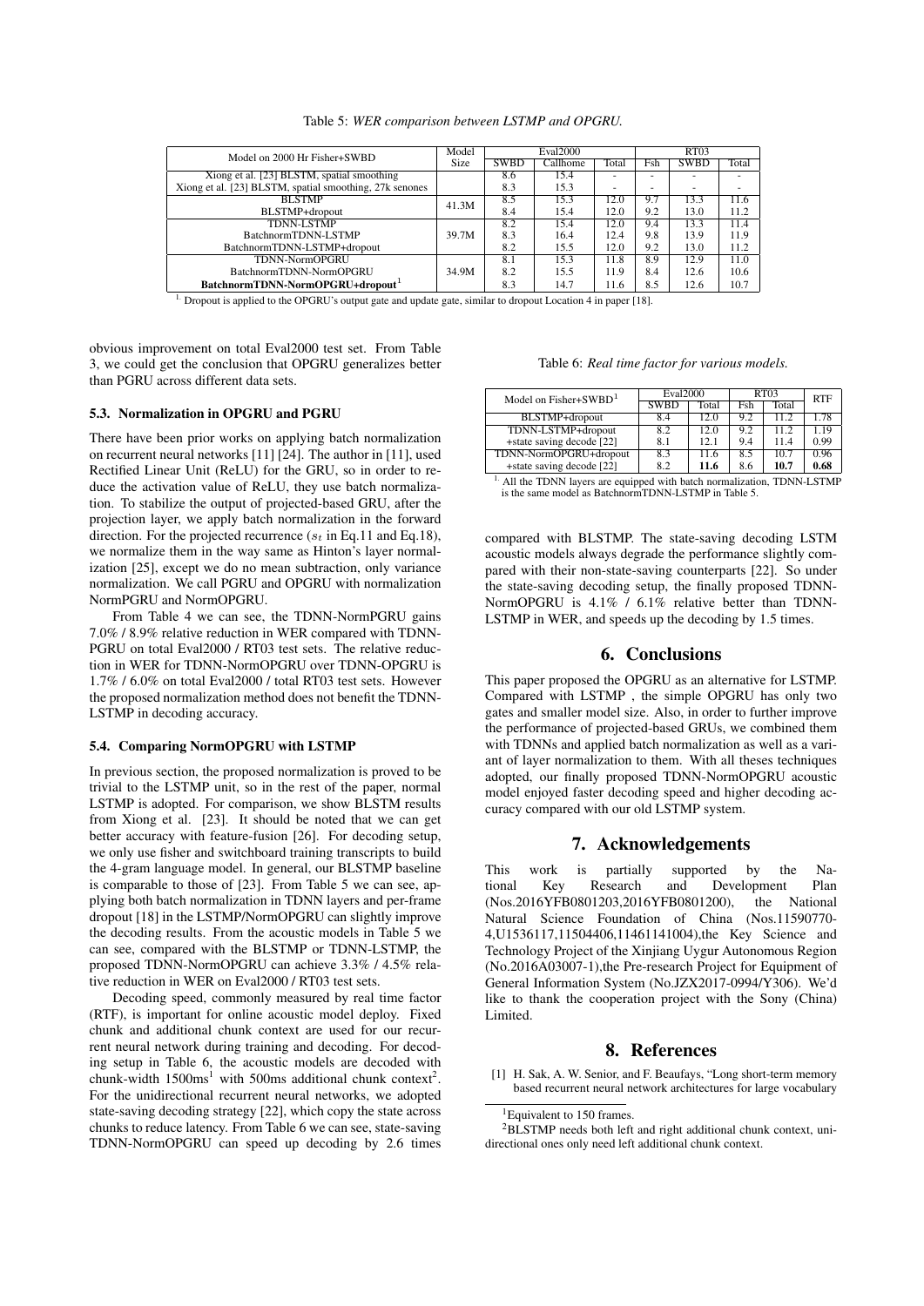Table 5: *WER comparison between LSTMP and OPGRU.*

| Model on 2000 Hr Fisher+SWBD | Model Size | Eval2000 | | | RT03 | | |
|---|---|---|---|---|---|---|---|
| | | SWBD | Callhome | Total | Fsh | SWBD | Total |
| Xiong et al. [23] BLSTM, spatial smoothing | | 8.6 | 15.4 | - | - | - | - |
| Xiong et al. [23] BLSTM, spatial smoothing, 27k senones | | 8.3 | 15.3 | - | - | - | - |
| BLSTMP | 41.3M | 8.5 | 15.3 | 12.0 | 9.7 | 13.3 | 11.6 |
| BLSTMP+dropout | | 8.4 | 15.4 | 12.0 | 9.2 | 13.0 | 11.2 |
| TDNN-LSTMP | 39.7M | 8.2 | 15.4 | 12.0 | 9.4 | 13.3 | 11.4 |
| BatchnormTDNN-LSTMP | | 8.3 | 16.4 | 12.4 | 9.8 | 13.9 | 11.9 |
| BatchnormTDNN-LSTMP+dropout | | 8.2 | 15.5 | 12.0 | 9.2 | 13.0 | 11.2 |
| TDNN-NormOPGRU | 34.9M | 8.1 | 15.3 | 11.8 | 8.9 | 12.9 | 11.0 |
| BatchnormTDNN-NormOPGRU | | 8.2 | 15.5 | 11.9 | 8.4 | 12.6 | 10.6 |
| **BatchnormTDNN-NormOPGRU+dropout**[1] | | 8.3 | 14.7 | 11.6 | 8.5 | 12.6 | 10.7 |

[1] Dropout is applied to the OPGRU's output gate and update gate, similar to dropout Location 4 in paper [18].

obvious improvement on total Eval2000 test set. From Table 3, we could get the conclusion that OPGRU generalizes better than PGRU across different data sets.

### 5.3. Normalization in OPGRU and PGRU

There have been prior works on applying batch normalization on recurrent neural networks [11] [24]. The author in [11], used Rectified Linear Unit (ReLU) for the GRU, so in order to reduce the activation value of ReLU, they use batch normalization. To stabilize the output of projected-based GRU, after the projection layer, we apply batch normalization in the forward direction. For the projected recurrence ($s_t$ in Eq.11 and Eq.18), we normalize them in the way same as Hinton's layer normalization [25], except we do no mean subtraction, only variance normalization. We call PGRU and OPGRU with normalization NormPGRU and NormOPGRU.

From Table 4 we can see, the TDNN-NormPGRU gains 7.0% / 8.9% relative reduction in WER compared with TDNN-PGRU on total Eval2000 / RT03 test sets. The relative reduction in WER for TDNN-NormOPGRU over TDNN-OPGRU is 1.7% / 6.0% on total Eval2000 / total RT03 test sets. However the proposed normalization method does not benefit the TDNN-LSTMP in decoding accuracy.

### 5.4. Comparing NormOPGRU with LSTMP

In previous section, the proposed normalization is proved to be trivial to the LSTMP unit, so in the rest of the paper, normal LSTMP is adopted. For comparison, we show BLSTM results from Xiong et al. [23]. It should be noted that we can get better accuracy with feature-fusion [26]. For decoding setup, we only use fisher and switchboard training transcripts to build the 4-gram language model. In general, our BLSTMP baseline is comparable to those of [23]. From Table 5 we can see, applying both batch normalization in TDNN layers and per-frame dropout [18] in the LSTMP/NormOPGRU can slightly improve the decoding results. From the acoustic models in Table 5 we can see, compared with the BLSTMP or TDNN-LSTMP, the proposed TDNN-NormOPGRU can achieve 3.3% / 4.5% relative reduction in WER on Eval2000 / RT03 test sets.

Decoding speed, commonly measured by real time factor (RTF), is important for online acoustic model deploy. Fixed chunk and additional chunk context are used for our recurrent neural network during training and decoding. For decoding setup in Table 6, the acoustic models are decoded with chunk-width 1500ms[1] with 500ms additional chunk context[2]. For the unidirectional recurrent neural networks, we adopted state-saving decoding strategy [22], which copy the state across chunks to reduce latency. From Table 6 we can see, state-saving TDNN-NormOPGRU can speed up decoding by 2.6 times compared with BLSTMP. The state-saving decoding LSTM acoustic models always degrade the performance slightly compared with their non-state-saving counterparts [22]. So under the state-saving decoding setup, the finally proposed TDNN-NormOPGRU is 4.1% / 6.1% relative better than TDNN-LSTMP in WER, and speeds up the decoding by 1.5 times.

Table 6: *Real time factor for various models.*

| Model on Fisher+SWBD[1] | Eval2000 | | RT03 | | RTF |
|---|---|---|---|---|---|
| | SWBD | Total | Fsh | Total | |
| BLSTMP+dropout | 8.4 | 12.0 | 9.2 | 11.2 | 1.78 |
| TDNN-LSTMP+dropout | 8.2 | 12.0 | 9.2 | 11.2 | 1.19 |
| +state saving decode [22] | 8.1 | 12.1 | 9.4 | 11.4 | 0.99 |
| TDNN-NormOPGRU+dropout | 8.3 | 11.6 | 8.5 | 10.7 | 0.96 |
| +state saving decode [22] | 8.2 | **11.6** | 8.6 | **10.7** | **0.68** |

[1] All the TDNN layers are equipped with batch normalization, TDNN-LSTMP is the same model as BatchnormTDNN-LSTMP in Table 5.

## 6. Conclusions

This paper proposed the OPGRU as an alternative for LSTMP. Compared with LSTMP , the simple OPGRU has only two gates and smaller model size. Also, in order to further improve the performance of projected-based GRUs, we combined them with TDNNs and applied batch normalization as well as a variant of layer normalization to them. With all theses techniques adopted, our finally proposed TDNN-NormOPGRU acoustic model enjoyed faster decoding speed and higher decoding accuracy compared with our old LSTMP system.

## 7. Acknowledgements

This work is partially supported by the National Key Research and Development Plan (Nos.2016YFB0801203,2016YFB0801200), the National Natural Science Foundation of China (Nos.11590770-4,U1536117,11504406,11461141004),the Key Science and Technology Project of the Xinjiang Uygur Autonomous Region (No.2016A03007-1),the Pre-research Project for Equipment of General Information System (No.JZX2017-0994/Y306). We'd like to thank the cooperation project with the Sony (China) Limited.

## 8. References

[1] H. Sak, A. W. Senior, and F. Beaufays, "Long short-term memory based recurrent neural network architectures for large vocabulary

[1] Equivalent to 150 frames.

[2] BLSTMP needs both left and right additional chunk context, unidirectional ones only need left additional chunk context.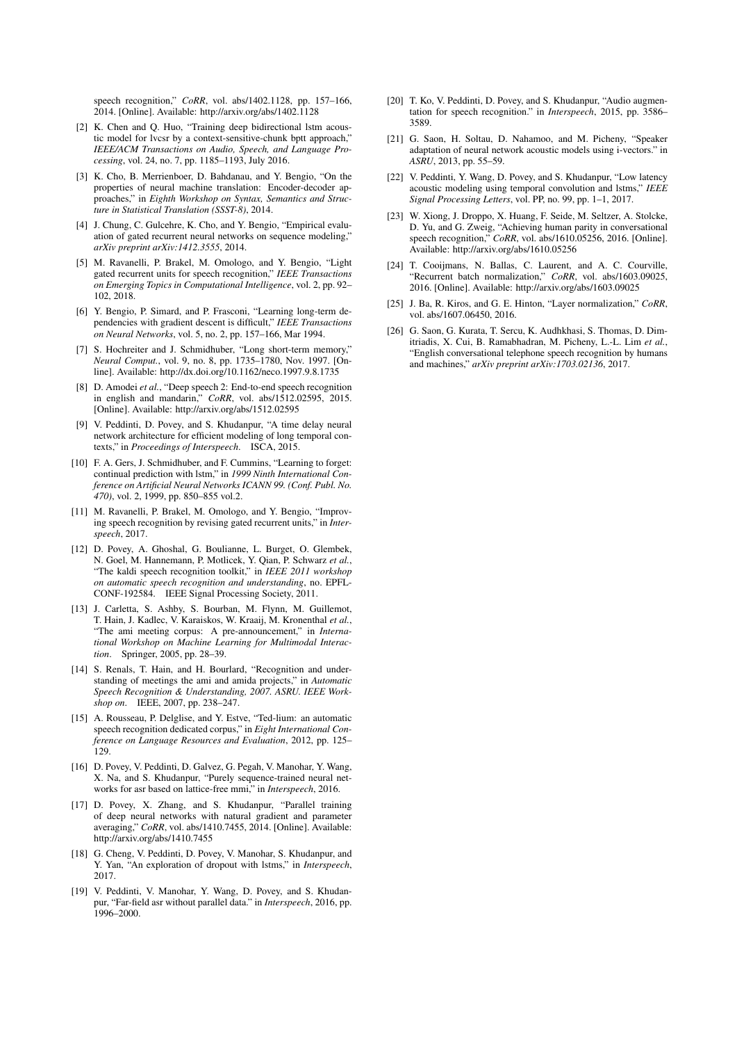speech recognition," *CoRR*, vol. abs/1402.1128, pp. 157–166, 2014. [Online]. Available: http://arxiv.org/abs/1402.1128

[2] K. Chen and Q. Huo, "Training deep bidirectional lstm acoustic model for lvcsr by a context-sensitive-chunk bptt approach," *IEEE/ACM Transactions on Audio, Speech, and Language Processing*, vol. 24, no. 7, pp. 1185–1193, July 2016.

[3] K. Cho, B. Merrienboer, D. Bahdanau, and Y. Bengio, "On the properties of neural machine translation: Encoder-decoder approaches," in *Eighth Workshop on Syntax, Semantics and Structure in Statistical Translation (SSST-8)*, 2014.

[4] J. Chung, C. Gulcehre, K. Cho, and Y. Bengio, "Empirical evaluation of gated recurrent neural networks on sequence modeling," *arXiv preprint arXiv:1412.3555*, 2014.

[5] M. Ravanelli, P. Brakel, M. Omologo, and Y. Bengio, "Light gated recurrent units for speech recognition," *IEEE Transactions on Emerging Topics in Computational Intelligence*, vol. 2, pp. 92–102, 2018.

[6] Y. Bengio, P. Simard, and P. Frasconi, "Learning long-term dependencies with gradient descent is difficult," *IEEE Transactions on Neural Networks*, vol. 5, no. 2, pp. 157–166, Mar 1994.

[7] S. Hochreiter and J. Schmidhuber, "Long short-term memory," *Neural Comput.*, vol. 9, no. 8, pp. 1735–1780, Nov. 1997. [Online]. Available: http://dx.doi.org/10.1162/neco.1997.9.8.1735

[8] D. Amodei *et al.*, "Deep speech 2: End-to-end speech recognition in english and mandarin," *CoRR*, vol. abs/1512.02595, 2015. [Online]. Available: http://arxiv.org/abs/1512.02595

[9] V. Peddinti, D. Povey, and S. Khudanpur, "A time delay neural network architecture for efficient modeling of long temporal contexts," in *Proceedings of Interspeech*. ISCA, 2015.

[10] F. A. Gers, J. Schmidhuber, and F. Cummins, "Learning to forget: continual prediction with lstm," in *1999 Ninth International Conference on Artificial Neural Networks ICANN 99. (Conf. Publ. No. 470)*, vol. 2, 1999, pp. 850–855 vol.2.

[11] M. Ravanelli, P. Brakel, M. Omologo, and Y. Bengio, "Improving speech recognition by revising gated recurrent units," in *Interspeech*, 2017.

[12] D. Povey, A. Ghoshal, G. Boulianne, L. Burget, O. Glembek, N. Goel, M. Hannemann, P. Motlicek, Y. Qian, P. Schwarz *et al.*, "The kaldi speech recognition toolkit," in *IEEE 2011 workshop on automatic speech recognition and understanding*, no. EPFL-CONF-192584. IEEE Signal Processing Society, 2011.

[13] J. Carletta, S. Ashby, S. Bourban, M. Flynn, M. Guillemot, T. Hain, J. Kadlec, V. Karaiskos, W. Kraaij, M. Kronenthal *et al.*, "The ami meeting corpus: A pre-announcement," in *International Workshop on Machine Learning for Multimodal Interaction*. Springer, 2005, pp. 28–39.

[14] S. Renals, T. Hain, and H. Bourlard, "Recognition and understanding of meetings the ami and amida projects," in *Automatic Speech Recognition & Understanding, 2007. ASRU. IEEE Workshop on*. IEEE, 2007, pp. 238–247.

[15] A. Rousseau, P. Delglise, and Y. Estve, "Ted-lium: an automatic speech recognition dedicated corpus," in *Eight International Conference on Language Resources and Evaluation*, 2012, pp. 125–129.

[16] D. Povey, V. Peddinti, D. Galvez, G. Pegah, V. Manohar, Y. Wang, X. Na, and S. Khudanpur, "Purely sequence-trained neural networks for asr based on lattice-free mmi," in *Interspeech*, 2016.

[17] D. Povey, X. Zhang, and S. Khudanpur, "Parallel training of deep neural networks with natural gradient and parameter averaging," *CoRR*, vol. abs/1410.7455, 2014. [Online]. Available: http://arxiv.org/abs/1410.7455

[18] G. Cheng, V. Peddinti, D. Povey, V. Manohar, S. Khudanpur, and Y. Yan, "An exploration of dropout with lstms," in *Interspeech*, 2017.

[19] V. Peddinti, V. Manohar, Y. Wang, D. Povey, and S. Khudanpur, "Far-field asr without parallel data." in *Interspeech*, 2016, pp. 1996–2000.

[20] T. Ko, V. Peddinti, D. Povey, and S. Khudanpur, "Audio augmentation for speech recognition." in *Interspeech*, 2015, pp. 3586–3589.

[21] G. Saon, H. Soltau, D. Nahamoo, and M. Picheny, "Speaker adaptation of neural network acoustic models using i-vectors." in *ASRU*, 2013, pp. 55–59.

[22] V. Peddinti, Y. Wang, D. Povey, and S. Khudanpur, "Low latency acoustic modeling using temporal convolution and lstms," *IEEE Signal Processing Letters*, vol. PP, no. 99, pp. 1–1, 2017.

[23] W. Xiong, J. Droppo, X. Huang, F. Seide, M. Seltzer, A. Stolcke, D. Yu, and G. Zweig, "Achieving human parity in conversational speech recognition," *CoRR*, vol. abs/1610.05256, 2016. [Online]. Available: http://arxiv.org/abs/1610.05256

[24] T. Cooijmans, N. Ballas, C. Laurent, and A. C. Courville, "Recurrent batch normalization," *CoRR*, vol. abs/1603.09025, 2016. [Online]. Available: http://arxiv.org/abs/1603.09025

[25] J. Ba, R. Kiros, and G. E. Hinton, "Layer normalization," *CoRR*, vol. abs/1607.06450, 2016.

[26] G. Saon, G. Kurata, T. Sercu, K. Audhkhasi, S. Thomas, D. Dimitriadis, X. Cui, B. Ramabhadran, M. Picheny, L.-L. Lim *et al.*, "English conversational telephone speech recognition by humans and machines," *arXiv preprint arXiv:1703.02136*, 2017.